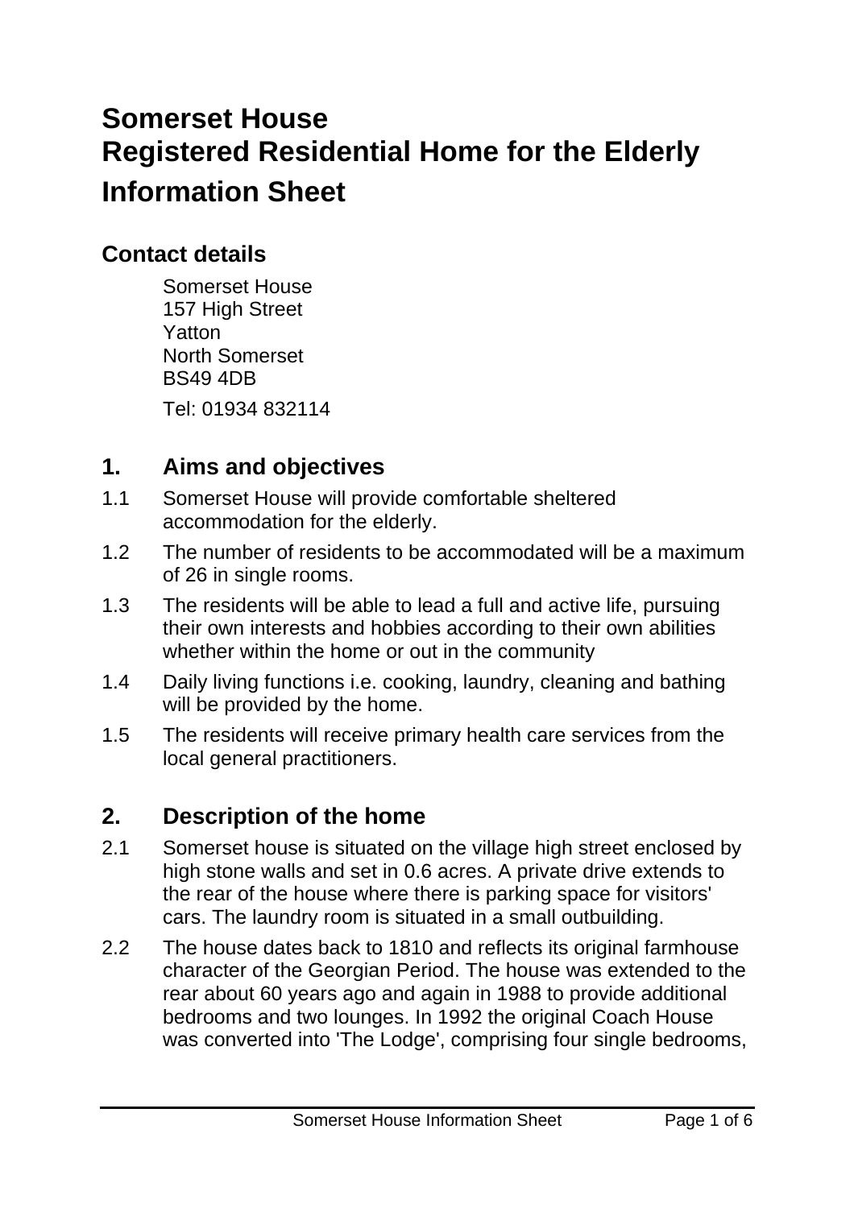# Somerset House
# Registered Residential Home for the Elderly
# Information Sheet

## Contact details

Somerset House
157 High Street
Yatton
North Somerset
BS49 4DB

Tel: 01934 832114

## 1. Aims and objectives

1.1 Somerset House will provide comfortable sheltered accommodation for the elderly.

1.2 The number of residents to be accommodated will be a maximum of 26 in single rooms.

1.3 The residents will be able to lead a full and active life, pursuing their own interests and hobbies according to their own abilities whether within the home or out in the community

1.4 Daily living functions i.e. cooking, laundry, cleaning and bathing will be provided by the home.

1.5 The residents will receive primary health care services from the local general practitioners.

## 2. Description of the home

2.1 Somerset house is situated on the village high street enclosed by high stone walls and set in 0.6 acres. A private drive extends to the rear of the house where there is parking space for visitors' cars. The laundry room is situated in a small outbuilding.

2.2 The house dates back to 1810 and reflects its original farmhouse character of the Georgian Period. The house was extended to the rear about 60 years ago and again in 1988 to provide additional bedrooms and two lounges. In 1992 the original Coach House was converted into 'The Lodge', comprising four single bedrooms,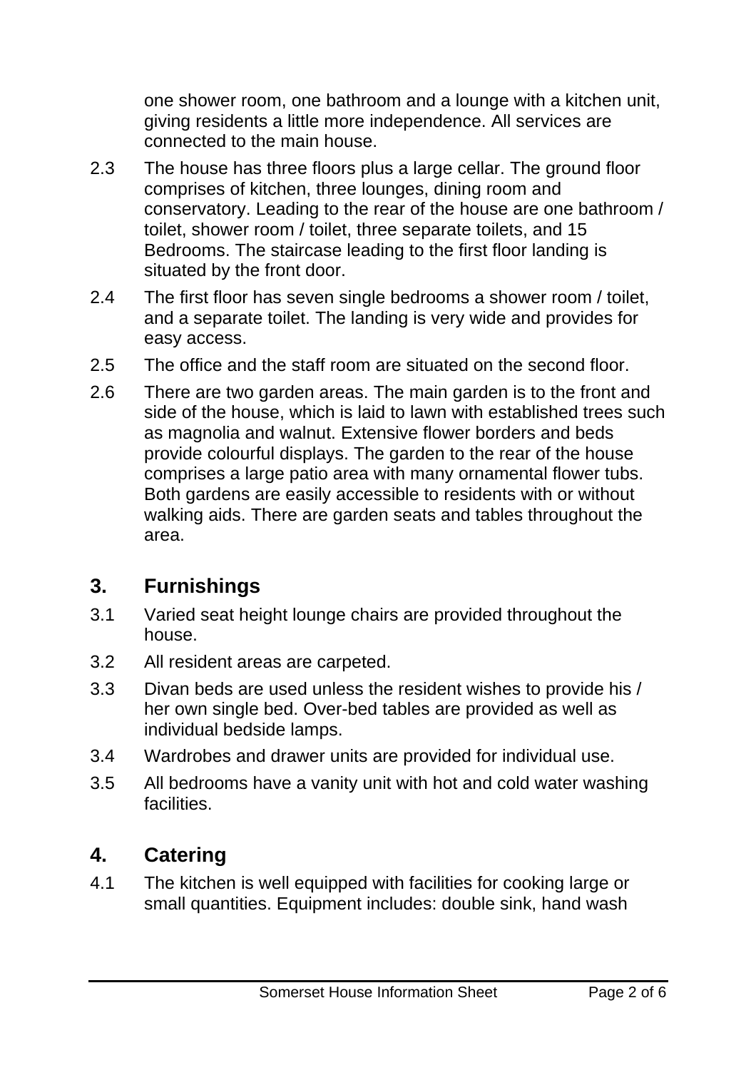one shower room, one bathroom and a lounge with a kitchen unit, giving residents a little more independence. All services are connected to the main house.

2.3 The house has three floors plus a large cellar. The ground floor comprises of kitchen, three lounges, dining room and conservatory. Leading to the rear of the house are one bathroom / toilet, shower room / toilet, three separate toilets, and 15 Bedrooms. The staircase leading to the first floor landing is situated by the front door.

2.4 The first floor has seven single bedrooms a shower room / toilet, and a separate toilet. The landing is very wide and provides for easy access.

2.5 The office and the staff room are situated on the second floor.

2.6 There are two garden areas. The main garden is to the front and side of the house, which is laid to lawn with established trees such as magnolia and walnut. Extensive flower borders and beds provide colourful displays. The garden to the rear of the house comprises a large patio area with many ornamental flower tubs. Both gardens are easily accessible to residents with or without walking aids. There are garden seats and tables throughout the area.

## 3. Furnishings

3.1 Varied seat height lounge chairs are provided throughout the house.

3.2 All resident areas are carpeted.

3.3 Divan beds are used unless the resident wishes to provide his / her own single bed. Over-bed tables are provided as well as individual bedside lamps.

3.4 Wardrobes and drawer units are provided for individual use.

3.5 All bedrooms have a vanity unit with hot and cold water washing facilities.

## 4. Catering

4.1 The kitchen is well equipped with facilities for cooking large or small quantities. Equipment includes: double sink, hand wash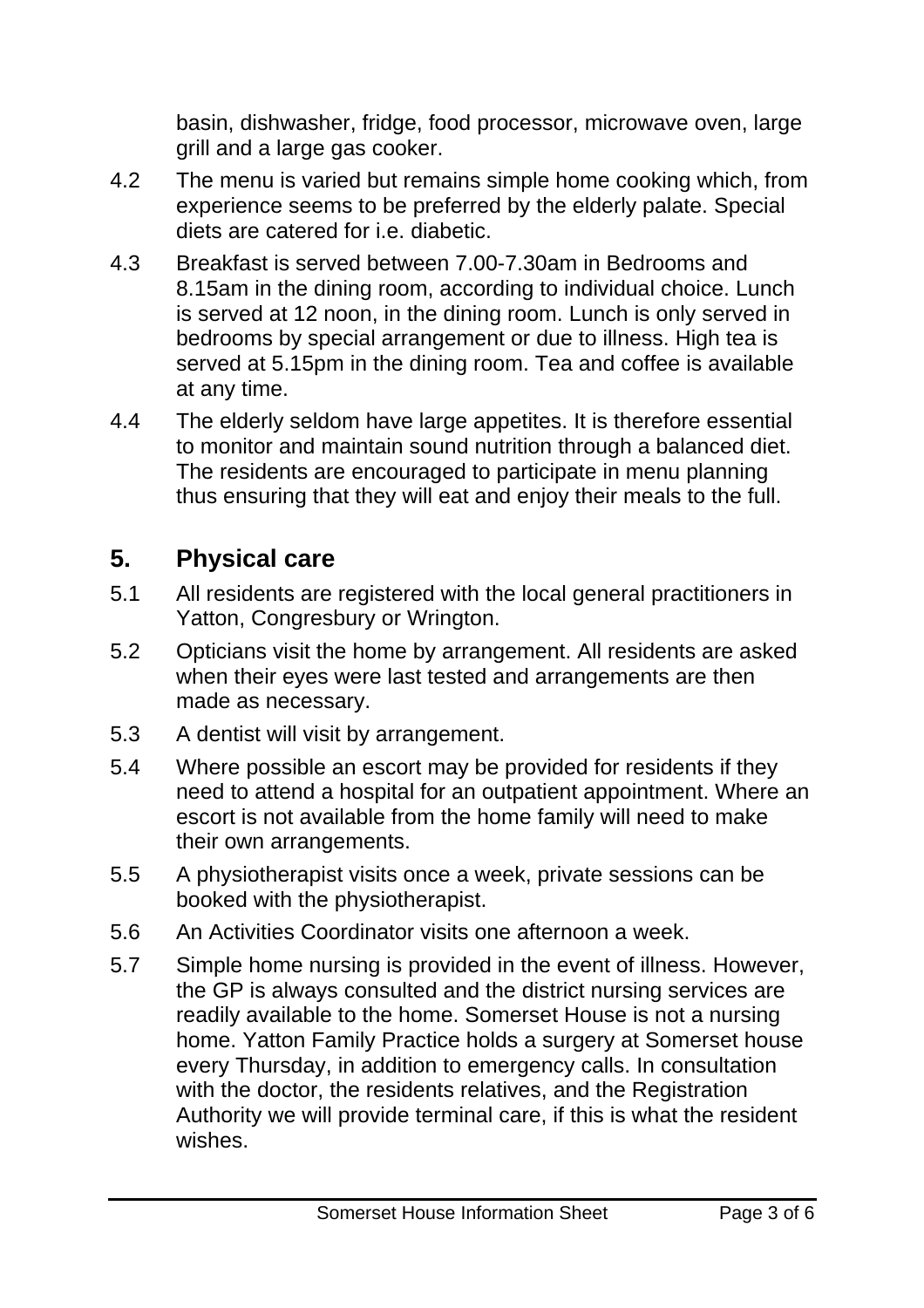basin, dishwasher, fridge, food processor, microwave oven, large grill and a large gas cooker.

4.2 The menu is varied but remains simple home cooking which, from experience seems to be preferred by the elderly palate. Special diets are catered for i.e. diabetic.

4.3 Breakfast is served between 7.00-7.30am in Bedrooms and 8.15am in the dining room, according to individual choice. Lunch is served at 12 noon, in the dining room. Lunch is only served in bedrooms by special arrangement or due to illness. High tea is served at 5.15pm in the dining room. Tea and coffee is available at any time.

4.4 The elderly seldom have large appetites. It is therefore essential to monitor and maintain sound nutrition through a balanced diet. The residents are encouraged to participate in menu planning thus ensuring that they will eat and enjoy their meals to the full.

## 5. Physical care

5.1 All residents are registered with the local general practitioners in Yatton, Congresbury or Wrington.

5.2 Opticians visit the home by arrangement. All residents are asked when their eyes were last tested and arrangements are then made as necessary.

5.3 A dentist will visit by arrangement.

5.4 Where possible an escort may be provided for residents if they need to attend a hospital for an outpatient appointment. Where an escort is not available from the home family will need to make their own arrangements.

5.5 A physiotherapist visits once a week, private sessions can be booked with the physiotherapist.

5.6 An Activities Coordinator visits one afternoon a week.

5.7 Simple home nursing is provided in the event of illness. However, the GP is always consulted and the district nursing services are readily available to the home. Somerset House is not a nursing home. Yatton Family Practice holds a surgery at Somerset house every Thursday, in addition to emergency calls. In consultation with the doctor, the residents relatives, and the Registration Authority we will provide terminal care, if this is what the resident wishes.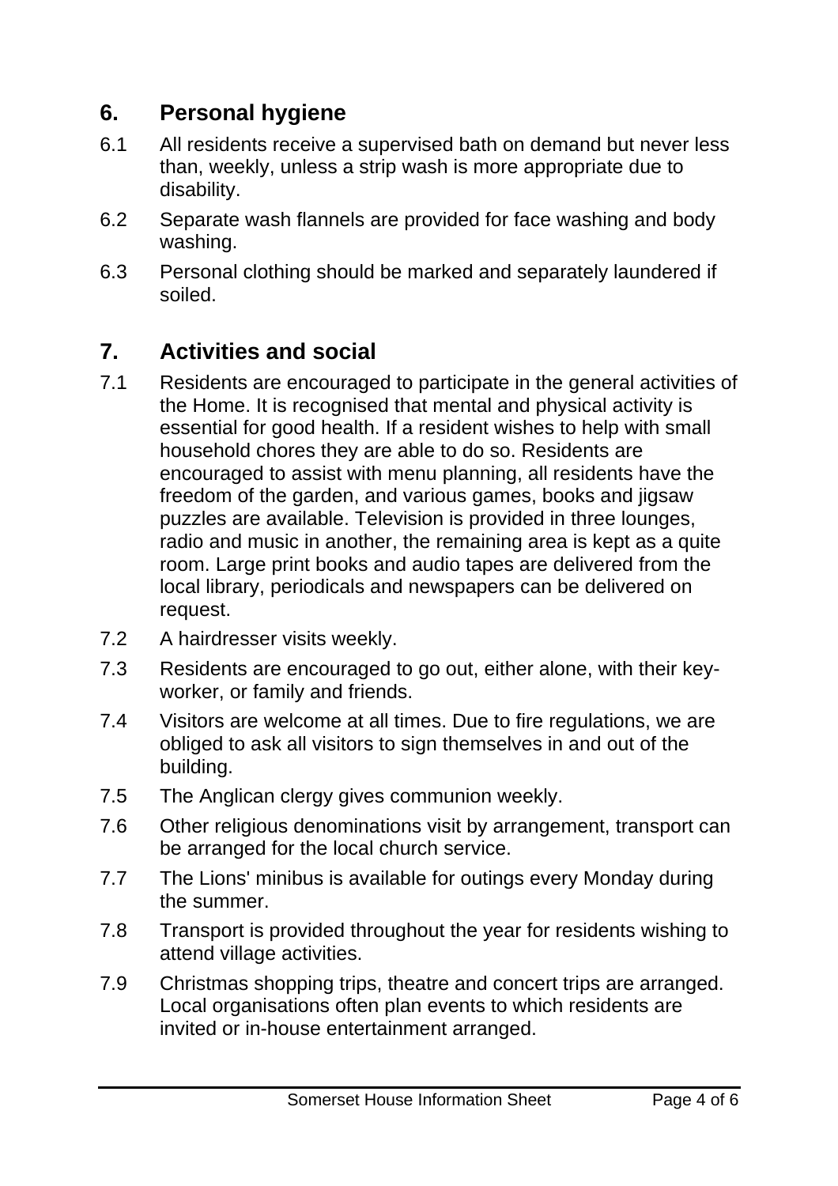## 6. Personal hygiene

6.1 All residents receive a supervised bath on demand but never less than, weekly, unless a strip wash is more appropriate due to disability.

6.2 Separate wash flannels are provided for face washing and body washing.

6.3 Personal clothing should be marked and separately laundered if soiled.

## 7. Activities and social

7.1 Residents are encouraged to participate in the general activities of the Home. It is recognised that mental and physical activity is essential for good health. If a resident wishes to help with small household chores they are able to do so. Residents are encouraged to assist with menu planning, all residents have the freedom of the garden, and various games, books and jigsaw puzzles are available. Television is provided in three lounges, radio and music in another, the remaining area is kept as a quite room. Large print books and audio tapes are delivered from the local library, periodicals and newspapers can be delivered on request.

7.2 A hairdresser visits weekly.

7.3 Residents are encouraged to go out, either alone, with their key-worker, or family and friends.

7.4 Visitors are welcome at all times. Due to fire regulations, we are obliged to ask all visitors to sign themselves in and out of the building.

7.5 The Anglican clergy gives communion weekly.

7.6 Other religious denominations visit by arrangement, transport can be arranged for the local church service.

7.7 The Lions' minibus is available for outings every Monday during the summer.

7.8 Transport is provided throughout the year for residents wishing to attend village activities.

7.9 Christmas shopping trips, theatre and concert trips are arranged. Local organisations often plan events to which residents are invited or in-house entertainment arranged.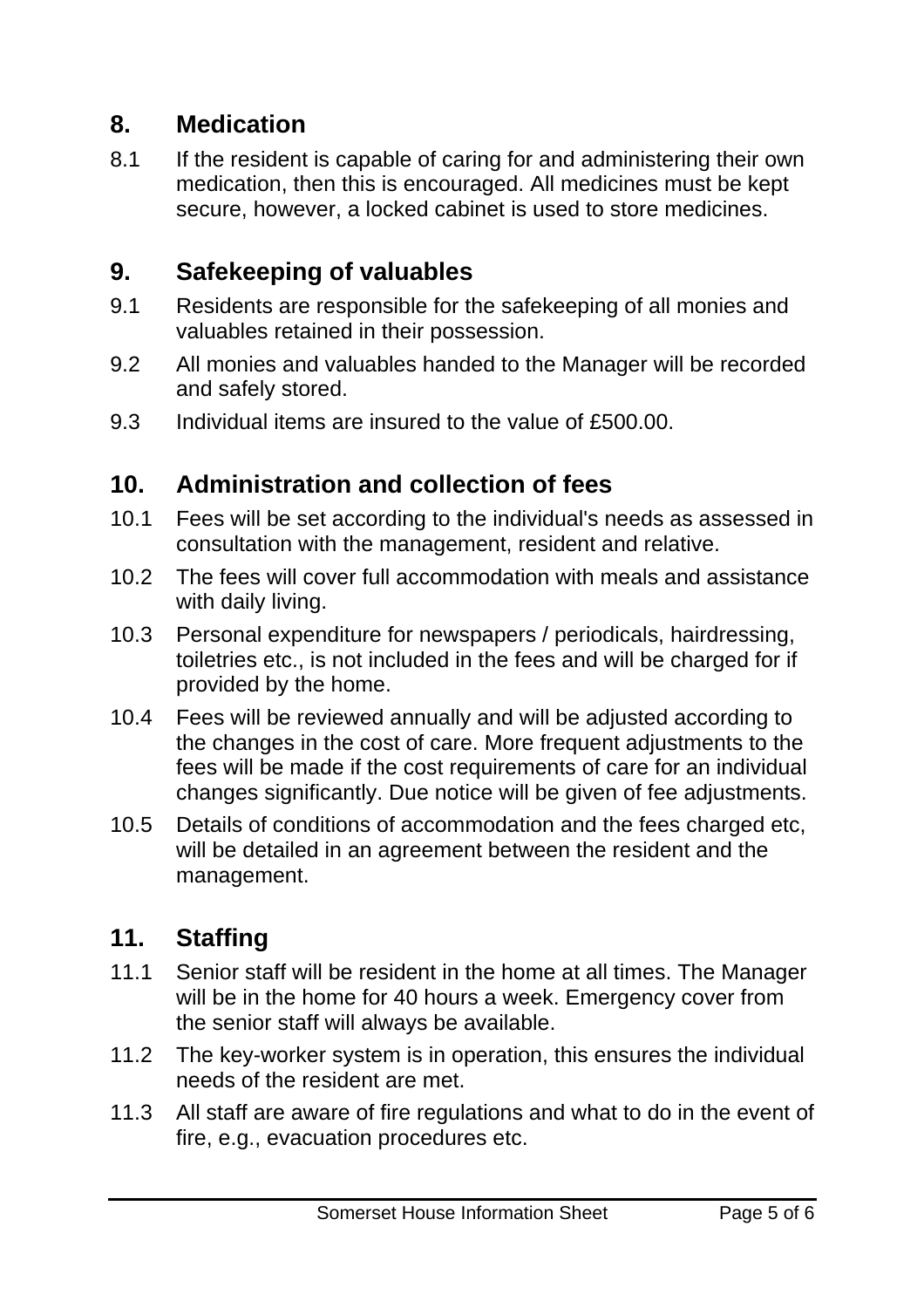## 8. Medication

8.1 If the resident is capable of caring for and administering their own medication, then this is encouraged. All medicines must be kept secure, however, a locked cabinet is used to store medicines.

## 9. Safekeeping of valuables

9.1 Residents are responsible for the safekeeping of all monies and valuables retained in their possession.

9.2 All monies and valuables handed to the Manager will be recorded and safely stored.

9.3 Individual items are insured to the value of £500.00.

## 10. Administration and collection of fees

10.1 Fees will be set according to the individual's needs as assessed in consultation with the management, resident and relative.

10.2 The fees will cover full accommodation with meals and assistance with daily living.

10.3 Personal expenditure for newspapers / periodicals, hairdressing, toiletries etc., is not included in the fees and will be charged for if provided by the home.

10.4 Fees will be reviewed annually and will be adjusted according to the changes in the cost of care. More frequent adjustments to the fees will be made if the cost requirements of care for an individual changes significantly. Due notice will be given of fee adjustments.

10.5 Details of conditions of accommodation and the fees charged etc, will be detailed in an agreement between the resident and the management.

## 11. Staffing

11.1 Senior staff will be resident in the home at all times. The Manager will be in the home for 40 hours a week. Emergency cover from the senior staff will always be available.

11.2 The key-worker system is in operation, this ensures the individual needs of the resident are met.

11.3 All staff are aware of fire regulations and what to do in the event of fire, e.g., evacuation procedures etc.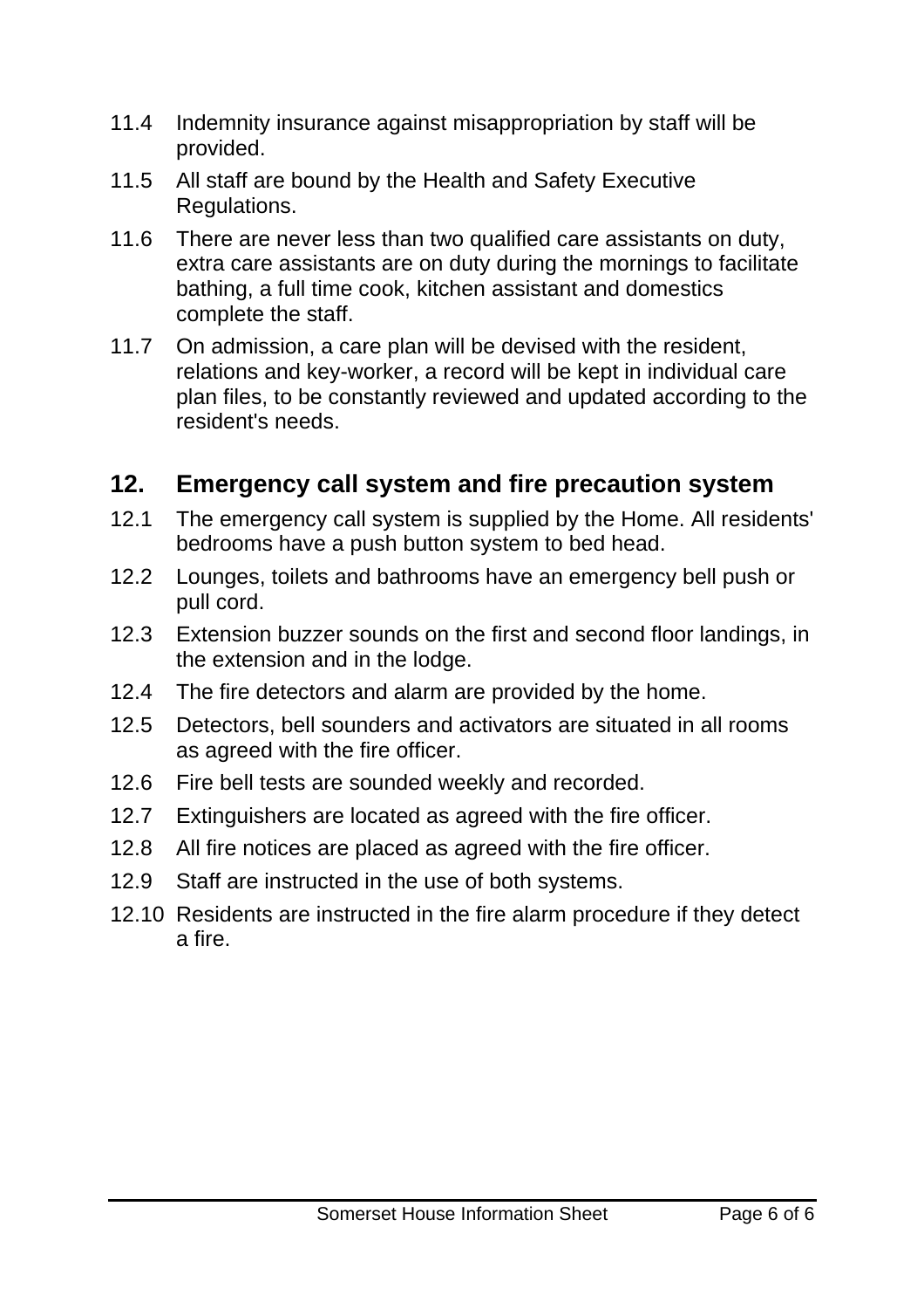11.4 Indemnity insurance against misappropriation by staff will be provided.

11.5 All staff are bound by the Health and Safety Executive Regulations.

11.6 There are never less than two qualified care assistants on duty, extra care assistants are on duty during the mornings to facilitate bathing, a full time cook, kitchen assistant and domestics complete the staff.

11.7 On admission, a care plan will be devised with the resident, relations and key-worker, a record will be kept in individual care plan files, to be constantly reviewed and updated according to the resident's needs.

## 12. Emergency call system and fire precaution system

12.1 The emergency call system is supplied by the Home. All residents' bedrooms have a push button system to bed head.

12.2 Lounges, toilets and bathrooms have an emergency bell push or pull cord.

12.3 Extension buzzer sounds on the first and second floor landings, in the extension and in the lodge.

12.4 The fire detectors and alarm are provided by the home.

12.5 Detectors, bell sounders and activators are situated in all rooms as agreed with the fire officer.

12.6 Fire bell tests are sounded weekly and recorded.

12.7 Extinguishers are located as agreed with the fire officer.

12.8 All fire notices are placed as agreed with the fire officer.

12.9 Staff are instructed in the use of both systems.

12.10 Residents are instructed in the fire alarm procedure if they detect a fire.